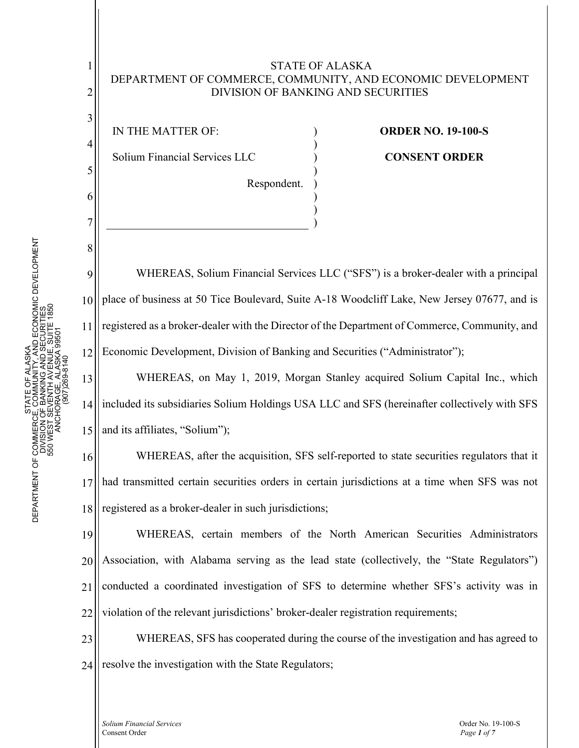STATE OF ALASKA
DEPARTMENT OF COMMERCE, COMMUNITY, AND ECONOMIC DEVELOPMENT
DIVISION OF BANKING AND SECURITIES

| IN THE MATTER OF: | |
|---|---|
| Solium Financial Services LLC | **ORDER NO. 19-100-S** |
| Respondent. | **CONSENT ORDER** |

WHEREAS, Solium Financial Services LLC ("SFS") is a broker-dealer with a principal place of business at 50 Tice Boulevard, Suite A-18 Woodcliff Lake, New Jersey 07677, and is registered as a broker-dealer with the Director of the Department of Commerce, Community, and Economic Development, Division of Banking and Securities ("Administrator");

WHEREAS, on May 1, 2019, Morgan Stanley acquired Solium Capital Inc., which included its subsidiaries Solium Holdings USA LLC and SFS (hereinafter collectively with SFS and its affiliates, "Solium");

WHEREAS, after the acquisition, SFS self-reported to state securities regulators that it had transmitted certain securities orders in certain jurisdictions at a time when SFS was not registered as a broker-dealer in such jurisdictions;

WHEREAS, certain members of the North American Securities Administrators Association, with Alabama serving as the lead state (collectively, the "State Regulators") conducted a coordinated investigation of SFS to determine whether SFS's activity was in violation of the relevant jurisdictions' broker-dealer registration requirements;

WHEREAS, SFS has cooperated during the course of the investigation and has agreed to resolve the investigation with the State Regulators;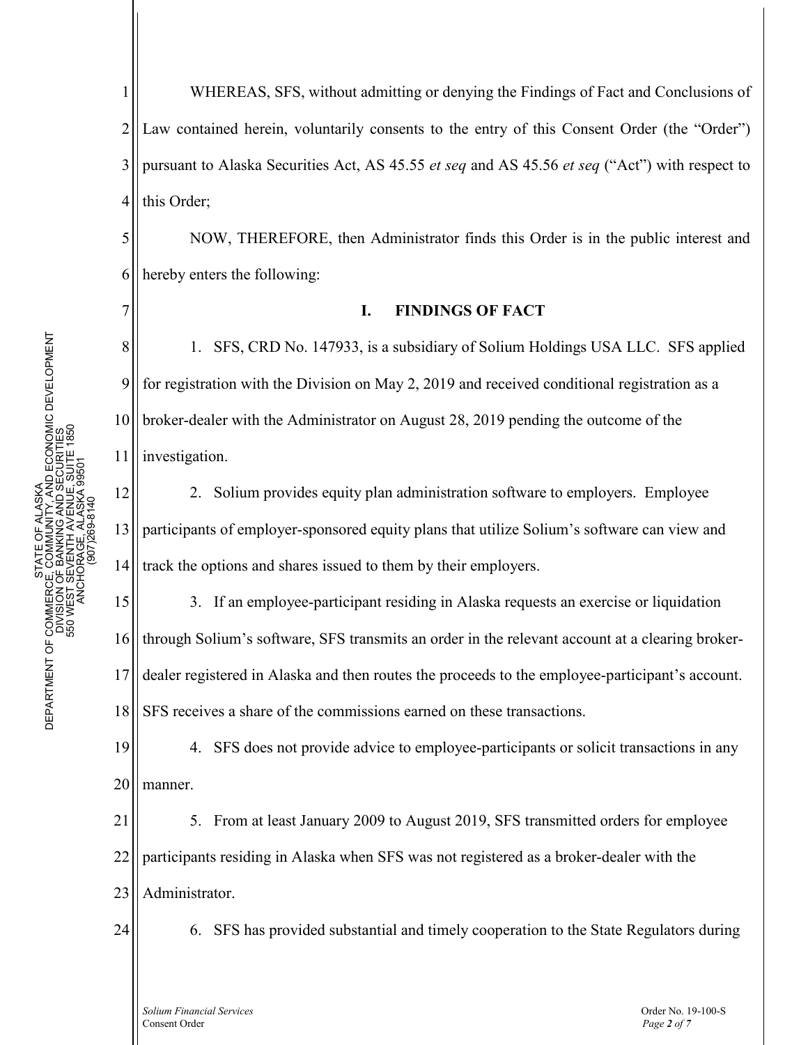WHEREAS, SFS, without admitting or denying the Findings of Fact and Conclusions of Law contained herein, voluntarily consents to the entry of this Consent Order (the "Order") pursuant to Alaska Securities Act, AS 45.55 *et seq* and AS 45.56 *et seq* ("Act") with respect to this Order;

NOW, THEREFORE, then Administrator finds this Order is in the public interest and hereby enters the following:

## I. FINDINGS OF FACT

1. SFS, CRD No. 147933, is a subsidiary of Solium Holdings USA LLC. SFS applied for registration with the Division on May 2, 2019 and received conditional registration as a broker-dealer with the Administrator on August 28, 2019 pending the outcome of the investigation.

2. Solium provides equity plan administration software to employers. Employee participants of employer-sponsored equity plans that utilize Solium's software can view and track the options and shares issued to them by their employers.

3. If an employee-participant residing in Alaska requests an exercise or liquidation through Solium's software, SFS transmits an order in the relevant account at a clearing broker-dealer registered in Alaska and then routes the proceeds to the employee-participant's account. SFS receives a share of the commissions earned on these transactions.

4. SFS does not provide advice to employee-participants or solicit transactions in any manner.

5. From at least January 2009 to August 2019, SFS transmitted orders for employee participants residing in Alaska when SFS was not registered as a broker-dealer with the Administrator.

6. SFS has provided substantial and timely cooperation to the State Regulators during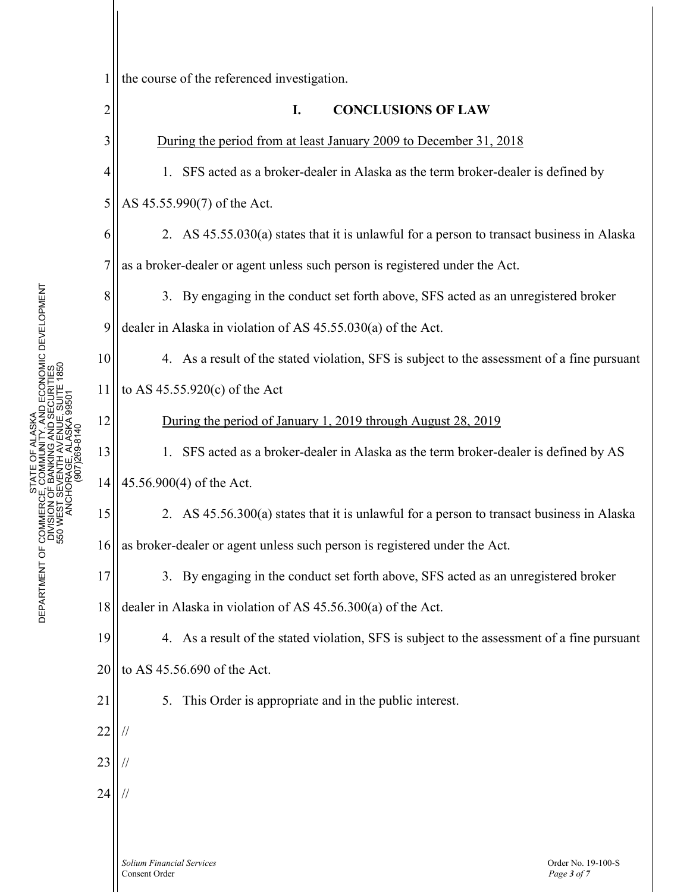the course of the referenced investigation.

## I. CONCLUSIONS OF LAW

<u>During the period from at least January 2009 to December 31, 2018</u>

1. SFS acted as a broker-dealer in Alaska as the term broker-dealer is defined by AS 45.55.990(7) of the Act.

2. AS 45.55.030(a) states that it is unlawful for a person to transact business in Alaska as a broker-dealer or agent unless such person is registered under the Act.

3. By engaging in the conduct set forth above, SFS acted as an unregistered broker dealer in Alaska in violation of AS 45.55.030(a) of the Act.

4. As a result of the stated violation, SFS is subject to the assessment of a fine pursuant to AS 45.55.920(c) of the Act

<u>During the period of January 1, 2019 through August 28, 2019</u>

1. SFS acted as a broker-dealer in Alaska as the term broker-dealer is defined by AS 45.56.900(4) of the Act.

2. AS 45.56.300(a) states that it is unlawful for a person to transact business in Alaska as broker-dealer or agent unless such person is registered under the Act.

3. By engaging in the conduct set forth above, SFS acted as an unregistered broker dealer in Alaska in violation of AS 45.56.300(a) of the Act.

4. As a result of the stated violation, SFS is subject to the assessment of a fine pursuant to AS 45.56.690 of the Act.

5. This Order is appropriate and in the public interest.

//

//

//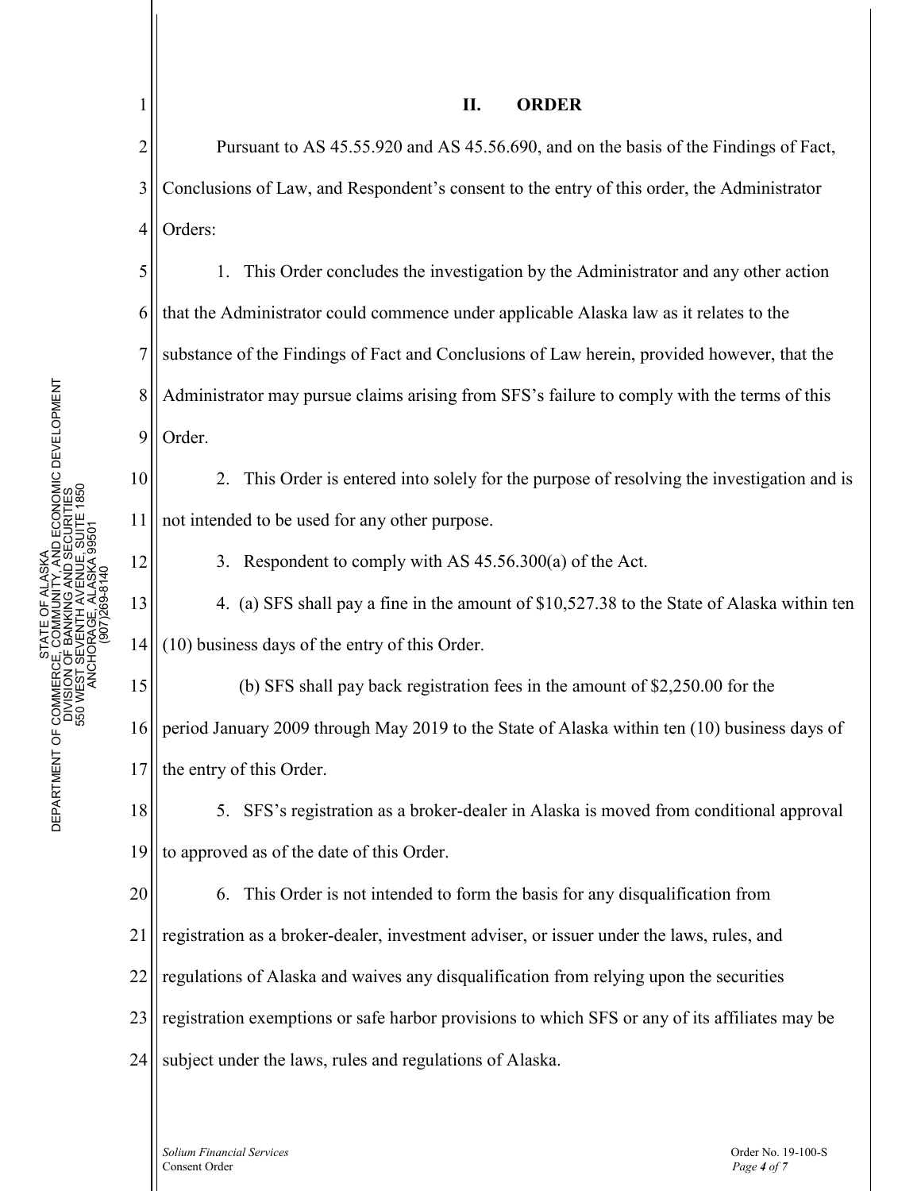## II. ORDER

Pursuant to AS 45.55.920 and AS 45.56.690, and on the basis of the Findings of Fact, Conclusions of Law, and Respondent's consent to the entry of this order, the Administrator Orders:

1. This Order concludes the investigation by the Administrator and any other action that the Administrator could commence under applicable Alaska law as it relates to the substance of the Findings of Fact and Conclusions of Law herein, provided however, that the Administrator may pursue claims arising from SFS's failure to comply with the terms of this Order.

2. This Order is entered into solely for the purpose of resolving the investigation and is not intended to be used for any other purpose.

3. Respondent to comply with AS 45.56.300(a) of the Act.

4. (a) SFS shall pay a fine in the amount of $10,527.38 to the State of Alaska within ten (10) business days of the entry of this Order.

   (b) SFS shall pay back registration fees in the amount of $2,250.00 for the period January 2009 through May 2019 to the State of Alaska within ten (10) business days of the entry of this Order.

5. SFS's registration as a broker-dealer in Alaska is moved from conditional approval to approved as of the date of this Order.

6. This Order is not intended to form the basis for any disqualification from registration as a broker-dealer, investment adviser, or issuer under the laws, rules, and regulations of Alaska and waives any disqualification from relying upon the securities registration exemptions or safe harbor provisions to which SFS or any of its affiliates may be subject under the laws, rules and regulations of Alaska.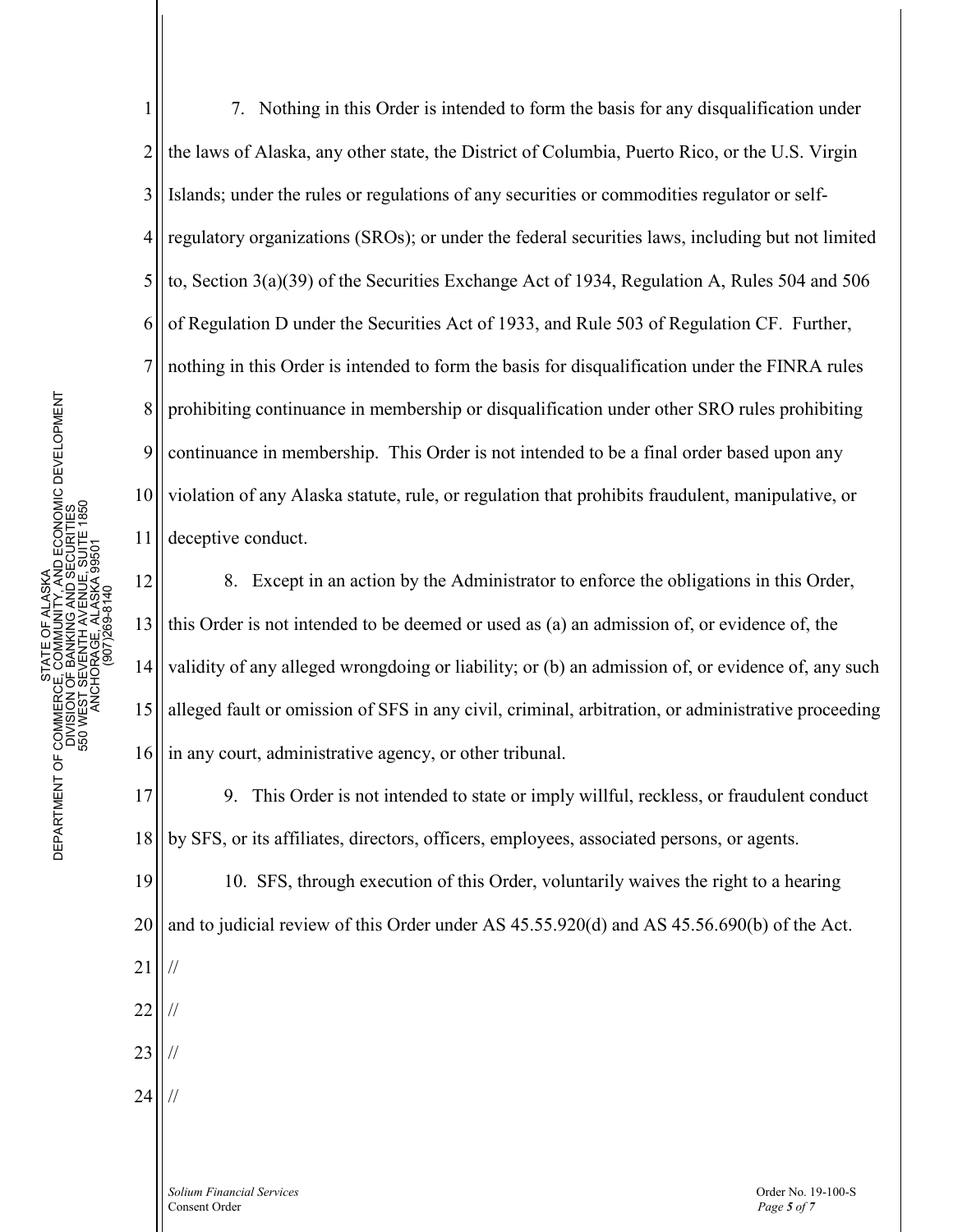7. Nothing in this Order is intended to form the basis for any disqualification under the laws of Alaska, any other state, the District of Columbia, Puerto Rico, or the U.S. Virgin Islands; under the rules or regulations of any securities or commodities regulator or self-regulatory organizations (SROs); or under the federal securities laws, including but not limited to, Section 3(a)(39) of the Securities Exchange Act of 1934, Regulation A, Rules 504 and 506 of Regulation D under the Securities Act of 1933, and Rule 503 of Regulation CF. Further, nothing in this Order is intended to form the basis for disqualification under the FINRA rules prohibiting continuance in membership or disqualification under other SRO rules prohibiting continuance in membership. This Order is not intended to be a final order based upon any violation of any Alaska statute, rule, or regulation that prohibits fraudulent, manipulative, or deceptive conduct.

8. Except in an action by the Administrator to enforce the obligations in this Order, this Order is not intended to be deemed or used as (a) an admission of, or evidence of, the validity of any alleged wrongdoing or liability; or (b) an admission of, or evidence of, any such alleged fault or omission of SFS in any civil, criminal, arbitration, or administrative proceeding in any court, administrative agency, or other tribunal.

9. This Order is not intended to state or imply willful, reckless, or fraudulent conduct by SFS, or its affiliates, directors, officers, employees, associated persons, or agents.

10. SFS, through execution of this Order, voluntarily waives the right to a hearing and to judicial review of this Order under AS 45.55.920(d) and AS 45.56.690(b) of the Act.

//

//

//

//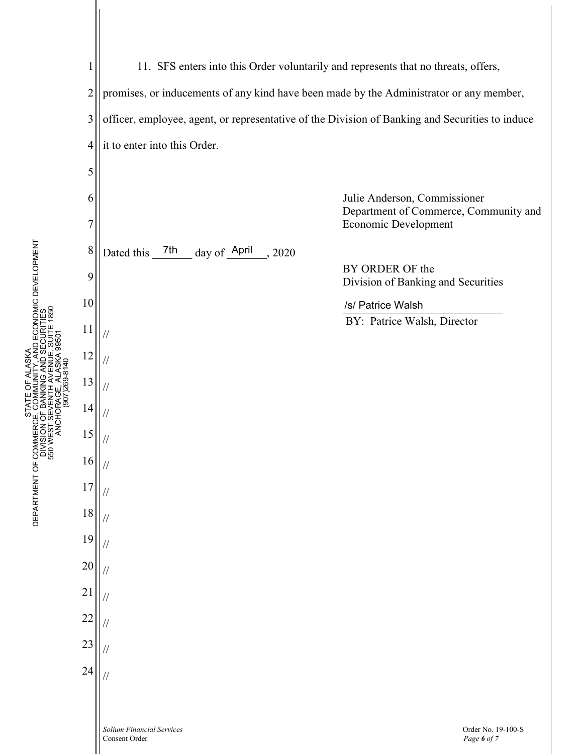11. SFS enters into this Order voluntarily and represents that no threats, offers, promises, or inducements of any kind have been made by the Administrator or any member, officer, employee, agent, or representative of the Division of Banking and Securities to induce it to enter into this Order.

Julie Anderson, Commissioner
Department of Commerce, Community and Economic Development

Dated this 7th day of April, 2020

BY ORDER OF the
Division of Banking and Securities

/s/ Patrice Walsh

BY: Patrice Walsh, Director

//

//

//

//

//

//

//

//

//

//

//

//

//

//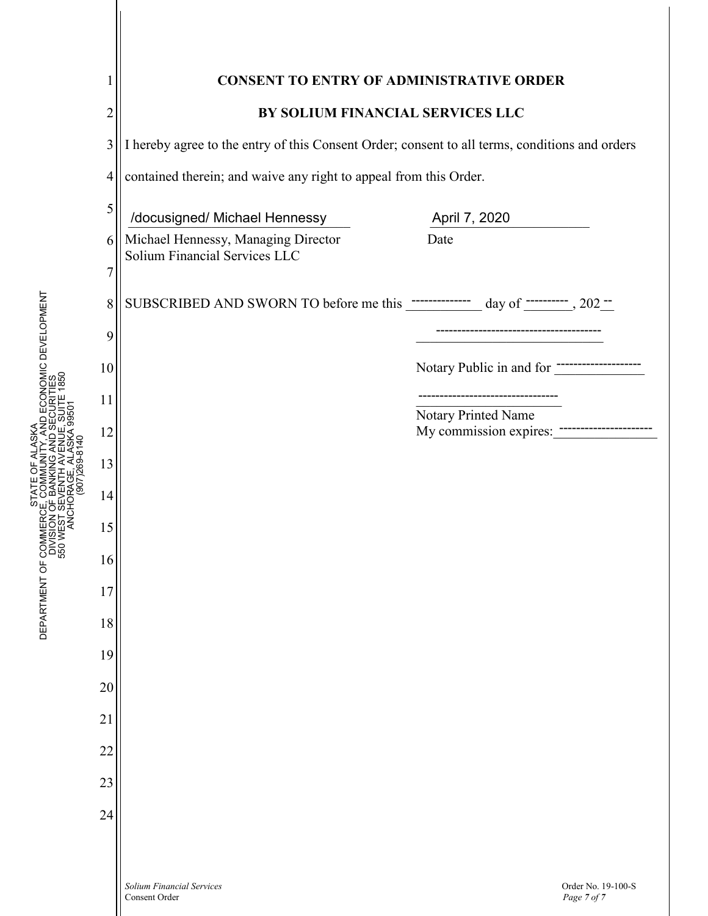**CONSENT TO ENTRY OF ADMINISTRATIVE ORDER**

**BY SOLIUM FINANCIAL SERVICES LLC**

I hereby agree to the entry of this Consent Order; consent to all terms, conditions and orders contained therein; and waive any right to appeal from this Order.

/docusigned/ Michael Hennessy
Michael Hennessy, Managing Director
Solium Financial Services LLC

April 7, 2020
Date

SUBSCRIBED AND SWORN TO before me this ------------- day of ---------- , 202--

---------------------------------------

Notary Public in and for --------------------

---------------------------------
Notary Printed Name
My commission expires: ----------------------